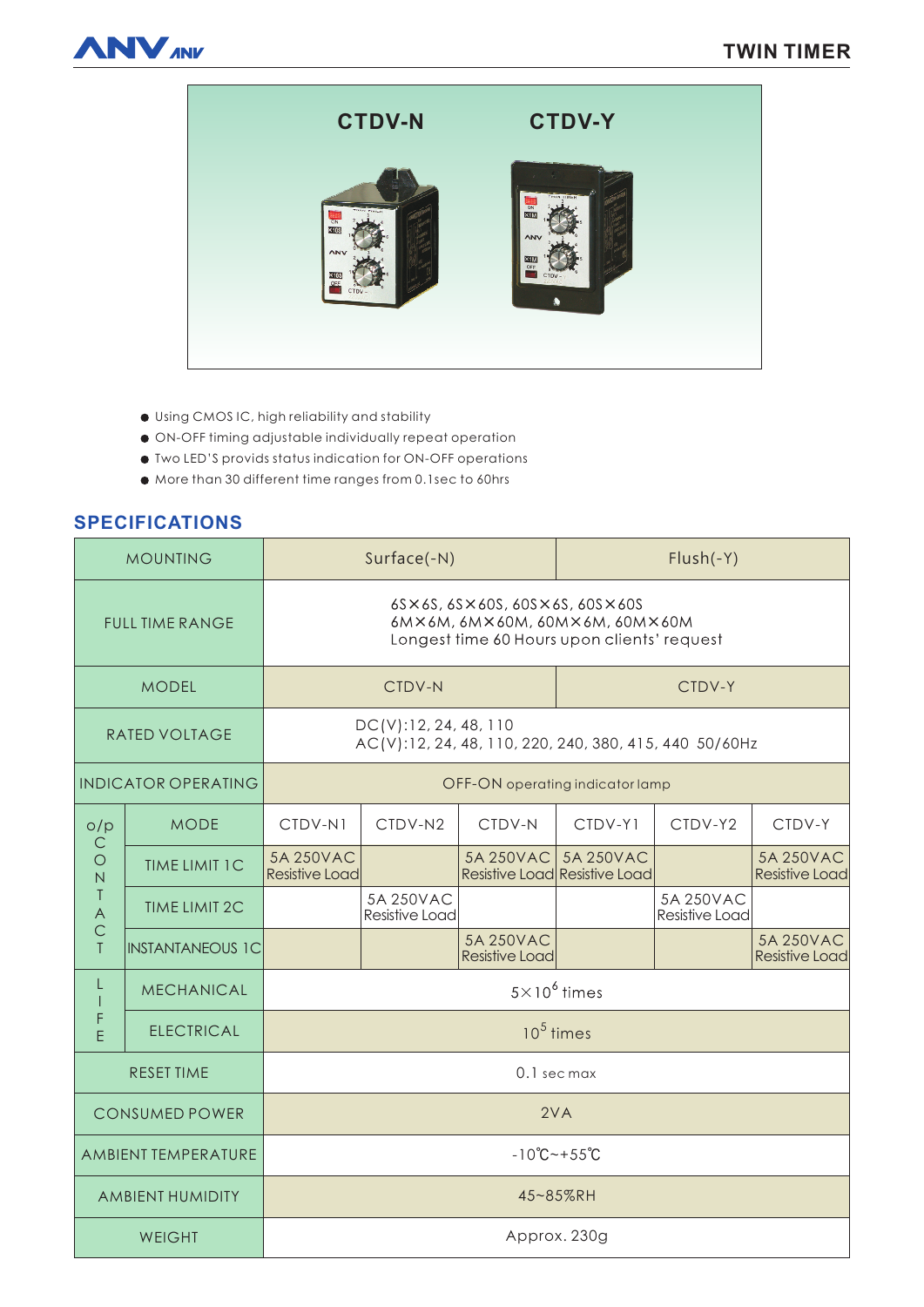# TWIN TIMER

CTDV-N CTDV-Y

- Using CMOS IC, high reliability and stability
- ON-OFF timing adjustable individually repeat operation
- Two LED'S provids status indication for ON-OFF operations
- More than 30 different time ranges from 0.1sec to 60hrs

## SPECIFICATIONS

| MOUNTING | | Surface(-N) | | | Flush(-Y) | | |
|---|---|---|---|---|---|---|---|
| FULL TIME RANGE | | 6S×6S, 6S×60S, 60S×6S, 60S×60S<br>6M×6M, 6M×60M, 60M×6M, 60M×60M<br>Longest time 60 Hours upon clients' request | | | | | |
| MODEL | | CTDV-N | | | CTDV-Y | | |
| RATED VOLTAGE | | DC(V):12, 24, 48, 110<br>AC(V):12, 24, 48, 110, 220, 240, 380, 415, 440 50/60Hz | | | | | |
| INDICATOR OPERATING | | OFF-ON operating indicator lamp | | | | | |
| o/p CONTACT | MODE | CTDV-N1 | CTDV-N2 | CTDV-N | CTDV-Y1 | CTDV-Y2 | CTDV-Y |
| | TIME LIMIT 1C | 5A 250VAC Resistive Load | | 5A 250VAC Resistive Load | 5A 250VAC Resistive Load | | 5A 250VAC Resistive Load |
| | TIME LIMIT 2C | | 5A 250VAC Resistive Load | | | 5A 250VAC Resistive Load | |
| | INSTANTANEOUS 1C | | | 5A 250VAC Resistive Load | | | 5A 250VAC Resistive Load |
| LIFE | MECHANICAL | $5\times10^6$ times | | | | | |
| | ELECTRICAL | $10^5$ times | | | | | |
| RESET TIME | | 0.1 sec max | | | | | |
| CONSUMED POWER | | 2VA | | | | | |
| AMBIENT TEMPERATURE | | -10℃~+55℃ | | | | | |
| AMBIENT HUMIDITY | | 45~85%RH | | | | | |
| WEIGHT | | Approx. 230g | | | | | |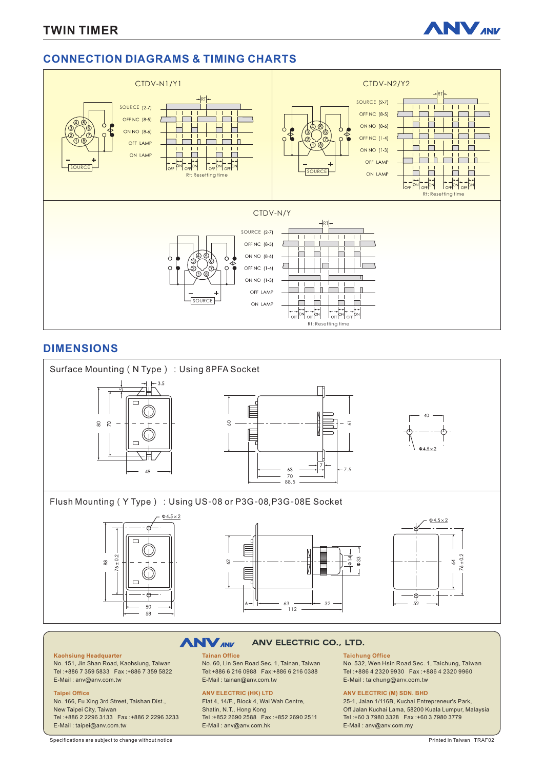## CONNECTION DIAGRAMS & TIMING CHARTS

CTDV-N1/Y1

SOURCE (2-7)
OFF NC (8-5)
ON NO (8-6)
OFF LAMP
ON LAMP
RT
OFF ON OFF ON OFF ON OFF ON
SOURCE
Rt: Resetting time

CTDV-N2/Y2

SOURCE (2-7)
OFF NC (8-5)
ON NO (8-6)
OFF NC (1-4)
ON NO (1-3)
OFF LAMP
ON LAMP
RT
OFF ON OFF ON OFF ON OFF ON
SOURCE
Rt: Resetting time

CTDV-N/Y

SOURCE (2-7)
OFF NC (8-5)
ON NO (8-6)
OFF NC (1-4)
ON NO (1-3)
OFF LAMP
ON LAMP
RT
OFF ON OFF ON OFF ON OFF ON
SOURCE
Rt: Resetting time

## DIMENSIONS

### Surface Mounting ( N Type ) : Using 8PFA Socket

3.5
5
80
70
49
60
61
63
70
88.5
7
7.5
40
Φ4.5×2

### Flush Mounting ( Y Type ) : Using US-08 or P3G-08,P3G-08E Socket

Φ4.5×2
88
76±0.2
50
58
62
Φ14
Φ33
6
63
32
112
Φ4.5×2
64
76±0.2
52

---

**ANV ELECTRIC CO., LTD.**

**Kaohsiung Headquarter**
No. 151, Jin Shan Road, Kaohsiung, Taiwan
Tel :+886 7 359 5833 Fax :+886 7 359 5822
E-Mail : anv@anv.com.tw

**Tainan Office**
No. 60, Lin Sen Road Sec. 1, Tainan, Taiwan
Tel:+886 6 216 0988 Fax:+886 6 216 0388
E-Mail : tainan@anv.com.tw

**Taichung Office**
No. 532, Wen Hsin Road Sec. 1, Taichung, Taiwan
Tel :+886 4 2320 9930 Fax :+886 4 2320 9960
E-Mail : taichung@anv.com.tw

**Taipei Office**
No. 166, Fu Xing 3rd Street, Taishan Dist.,
New Taipei City, Taiwan
Tel :+886 2 2296 3133 Fax :+886 2 2296 3233
E-Mail : taipei@anv.com.tw

**ANV ELECTRIC (HK) LTD**
Flat 4, 14/F., Block 4, Wai Wah Centre,
Shatin, N.T., Hong Kong
Tel :+852 2690 2588 Fax :+852 2690 2511
E-Mail : anv@anv.com.hk

**ANV ELECTRIC (M) SDN. BHD**
25-1, Jalan 1/116B, Kuchai Entrepreneur's Park,
Off Jalan Kuchai Lama, 58200 Kuala Lumpur, Malaysia
Tel :+60 3 7980 3328 Fax :+60 3 7980 3779
E-Mail : anv@anv.com.my

Specifications are subject to change without notice

Printed in Taiwan TRAF02